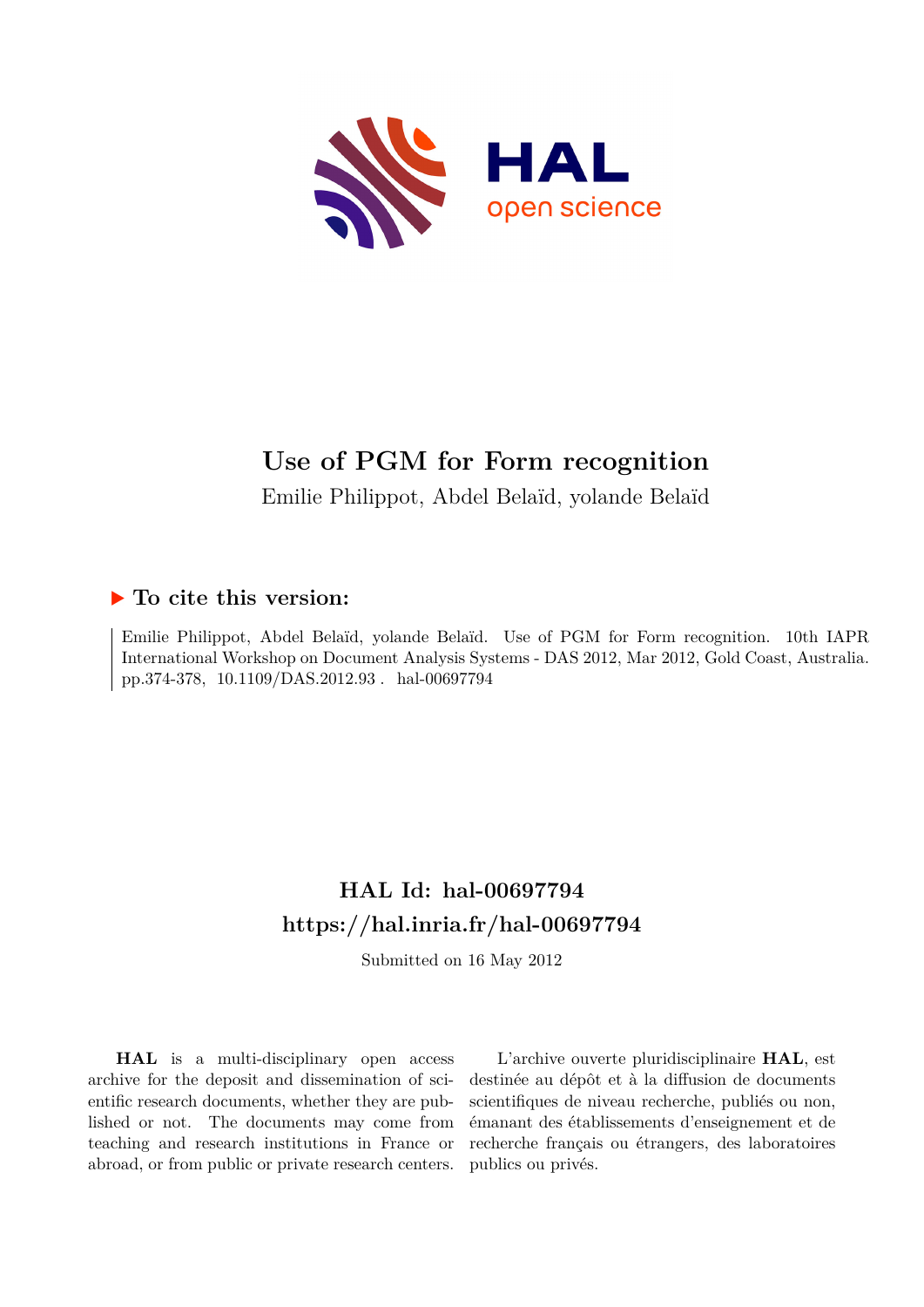# Use of PGM for Form recognition

Emilie Philippot, Abdel Belaïd, yolande Belaïd

## ▶ To cite this version:

Emilie Philippot, Abdel Belaïd, yolande Belaïd. Use of PGM for Form recognition. 10th IAPR International Workshop on Document Analysis Systems - DAS 2012, Mar 2012, Gold Coast, Australia. pp.374-378, 10.1109/DAS.2012.93 . hal-00697794

## HAL Id: hal-00697794

## https://hal.inria.fr/hal-00697794

Submitted on 16 May 2012

**HAL** is a multi-disciplinary open access archive for the deposit and dissemination of scientific research documents, whether they are published or not. The documents may come from teaching and research institutions in France or abroad, or from public or private research centers.

L'archive ouverte pluridisciplinaire **HAL**, est destinée au dépôt et à la diffusion de documents scientifiques de niveau recherche, publiés ou non, émanant des établissements d'enseignement et de recherche français ou étrangers, des laboratoires publics ou privés.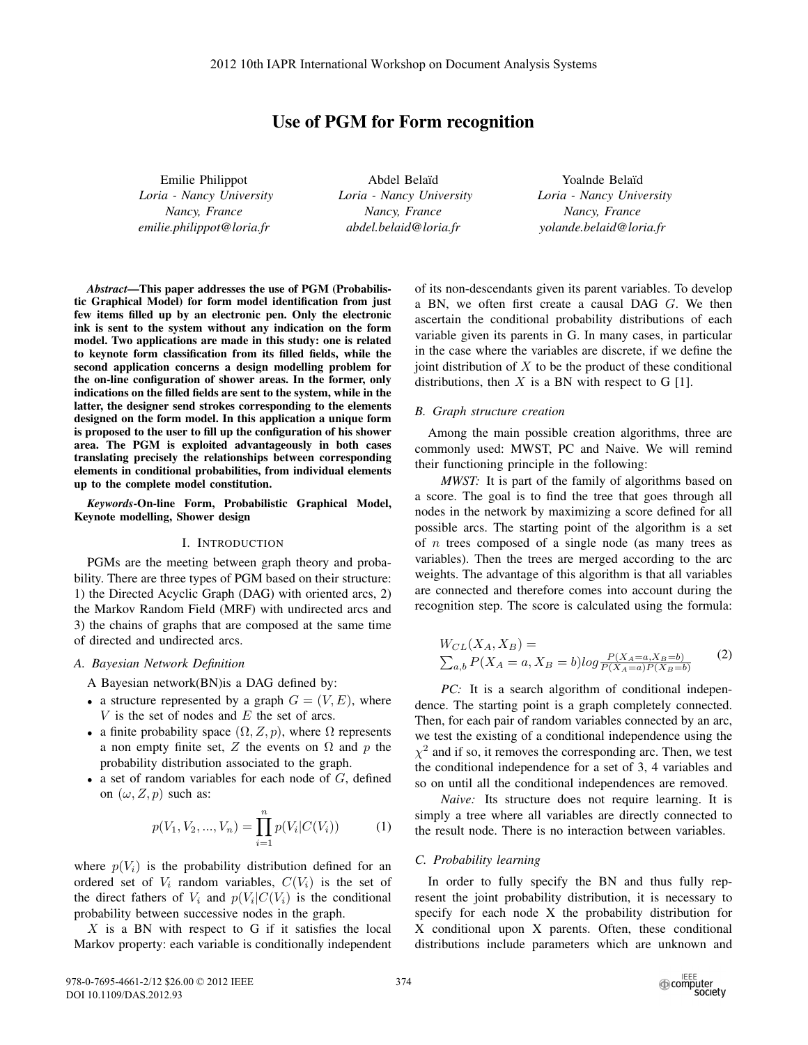# Use of PGM for Form recognition

Emilie Philippot
*Loria - Nancy University*
*Nancy, France*
*emilie.philippot@loria.fr*

Abdel Belaïd
*Loria - Nancy University*
*Nancy, France*
*abdel.belaid@loria.fr*

Yoalnde Belaïd
*Loria - Nancy University*
*Nancy, France*
*yolande.belaid@loria.fr*

***Abstract*—This paper addresses the use of PGM (Probabilistic Graphical Model) for form model identification from just few items filled up by an electronic pen. Only the electronic ink is sent to the system without any indication on the form model. Two applications are made in this study: one is related to keynote form classification from its filled fields, while the second application concerns a design modelling problem for the on-line configuration of shower areas. In the former, only indications on the filled fields are sent to the system, while in the latter, the designer send strokes corresponding to the elements designed on the form model. In this application a unique form is proposed to the user to fill up the configuration of his shower area. The PGM is exploited advantageously in both cases translating precisely the relationships between corresponding elements in conditional probabilities, from individual elements up to the complete model constitution.**

***Keywords*-On-line Form, Probabilistic Graphical Model, Keynote modelling, Shower design**

## I. Introduction

PGMs are the meeting between graph theory and probability. There are three types of PGM based on their structure: 1) the Directed Acyclic Graph (DAG) with oriented arcs, 2) the Markov Random Field (MRF) with undirected arcs and 3) the chains of graphs that are composed at the same time of directed and undirected arcs.

### A. Bayesian Network Definition

A Bayesian network(BN)is a DAG defined by:

- a structure represented by a graph $G = (V, E)$, where $V$ is the set of nodes and $E$ the set of arcs.
- a finite probability space $(\Omega, Z, p)$, where $\Omega$ represents a non empty finite set, $Z$ the events on $\Omega$ and $p$ the probability distribution associated to the graph.
- a set of random variables for each node of $G$, defined on $(\omega, Z, p)$ such as:

$$p(V_1, V_2, ..., V_n) = \prod_{i=1}^{n} p(V_i|C(V_i)) \tag{1}$$

where $p(V_i)$ is the probability distribution defined for an ordered set of $V_i$ random variables, $C(V_i)$ is the set of the direct fathers of $V_i$ and $p(V_i|C(V_i)$ is the conditional probability between successive nodes in the graph.

$X$ is a BN with respect to G if it satisfies the local Markov property: each variable is conditionally independent of its non-descendants given its parent variables. To develop a BN, we often first create a causal DAG $G$. We then ascertain the conditional probability distributions of each variable given its parents in G. In many cases, in particular in the case where the variables are discrete, if we define the joint distribution of $X$ to be the product of these conditional distributions, then $X$ is a BN with respect to G [1].

### B. Graph structure creation

Among the main possible creation algorithms, three are commonly used: MWST, PC and Naive. We will remind their functioning principle in the following:

*MWST:* It is part of the family of algorithms based on a score. The goal is to find the tree that goes through all nodes in the network by maximizing a score defined for all possible arcs. The starting point of the algorithm is a set of $n$ trees composed of a single node (as many trees as variables). Then the trees are merged according to the arc weights. The advantage of this algorithm is that all variables are connected and therefore comes into account during the recognition step. The score is calculated using the formula:

$$W_{CL}(X_A, X_B) = \sum_{a,b} P(X_A = a, X_B = b) log \frac{P(X_A=a, X_B=b)}{P(X_A=a)P(X_B=b)} \tag{2}$$

*PC:* It is a search algorithm of conditional independence. The starting point is a graph completely connected. Then, for each pair of random variables connected by an arc, we test the existing of a conditional independence using the $\chi^2$ and if so, it removes the corresponding arc. Then, we test the conditional independence for a set of 3, 4 variables and so on until all the conditional independences are removed.

*Naive:* Its structure does not require learning. It is simply a tree where all variables are directly connected to the result node. There is no interaction between variables.

### C. Probability learning

In order to fully specify the BN and thus fully represent the joint probability distribution, it is necessary to specify for each node X the probability distribution for X conditional upon X parents. Often, these conditional distributions include parameters which are unknown and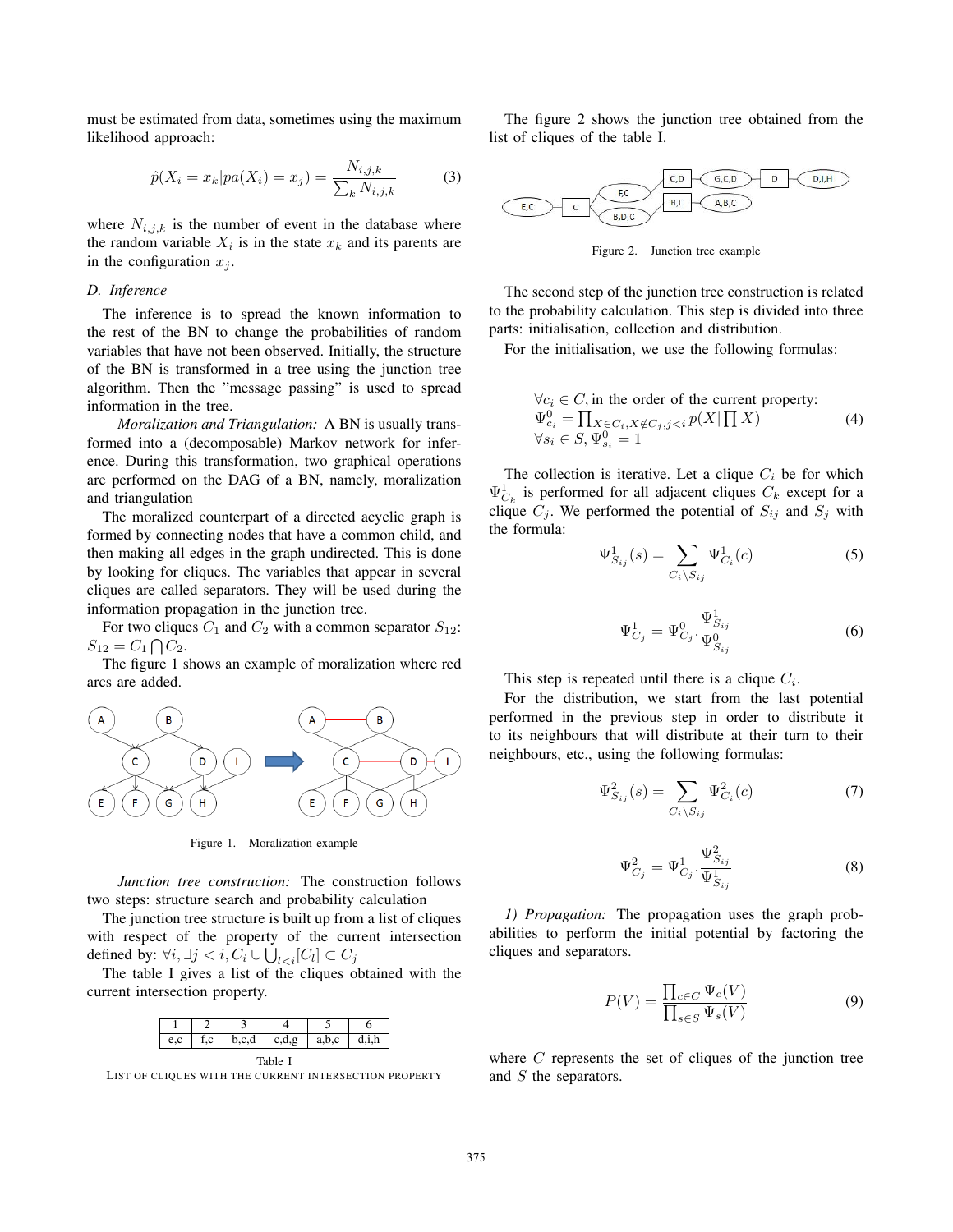must be estimated from data, sometimes using the maximum likelihood approach:

$$\hat{p}(X_i = x_k | pa(X_i) = x_j) = \frac{N_{i,j,k}}{\sum_k N_{i,j,k}} \tag{3}$$

where $N_{i,j,k}$ is the number of event in the database where the random variable $X_i$ is in the state $x_k$ and its parents are in the configuration $x_j$.

### D. Inference

The inference is to spread the known information to the rest of the BN to change the probabilities of random variables that have not been observed. Initially, the structure of the BN is transformed in a tree using the junction tree algorithm. Then the "message passing" is used to spread information in the tree.

*Moralization and Triangulation:* A BN is usually transformed into a (decomposable) Markov network for inference. During this transformation, two graphical operations are performed on the DAG of a BN, namely, moralization and triangulation

The moralized counterpart of a directed acyclic graph is formed by connecting nodes that have a common child, and then making all edges in the graph undirected. This is done by looking for cliques. The variables that appear in several cliques are called separators. They will be used during the information propagation in the junction tree.

For two cliques $C_1$ and $C_2$ with a common separator $S_{12}$: $S_{12} = C_1 \bigcap C_2$.

The figure 1 shows an example of moralization where red arcs are added.

Figure 1. Moralization example

*Junction tree construction:* The construction follows two steps: structure search and probability calculation

The junction tree structure is built up from a list of cliques with respect of the property of the current intersection defined by: $\forall i, \exists j < i, C_i \cup \bigcup_{l<i}[C_l] \subset C_j$

The table I gives a list of the cliques obtained with the current intersection property.

| 1 | 2 | 3 | 4 | 5 | 6 |
|---|---|---|---|---|---|
| e,c | f,c | b,c,d | c,d,g | a,b,c | d,i,h |

Table I
LIST OF CLIQUES WITH THE CURRENT INTERSECTION PROPERTY

The figure 2 shows the junction tree obtained from the list of cliques of the table I.

Figure 2. Junction tree example

The second step of the junction tree construction is related to the probability calculation. This step is divided into three parts: initialisation, collection and distribution.

For the initialisation, we use the following formulas:

$$\begin{array}{l} \forall c_i \in C, \text{in the order of the current property:} \\ \Psi^0_{c_i} = \prod_{X \in C_i, X \notin C_j, j<i} p(X | \prod X) \\ \forall s_i \in S, \Psi^0_{s_i} = 1 \end{array} \tag{4}$$

The collection is iterative. Let a clique $C_i$ be for which $\Psi^1_{C_k}$ is performed for all adjacent cliques $C_k$ except for a clique $C_j$. We performed the potential of $S_{ij}$ and $S_j$ with the formula:

$$\Psi^1_{S_{ij}}(s) = \sum_{C_i \setminus S_{ij}} \Psi^1_{C_i}(c) \tag{5}$$

$$\Psi^1_{C_j} = \Psi^0_{C_j} \cdot \frac{\Psi^1_{S_{ij}}}{\Psi^0_{S_{ij}}} \tag{6}$$

This step is repeated until there is a clique $C_i$.

For the distribution, we start from the last potential performed in the previous step in order to distribute it to its neighbours that will distribute at their turn to their neighbours, etc., using the following formulas:

$$\Psi^2_{S_{ij}}(s) = \sum_{C_i \setminus S_{ij}} \Psi^2_{C_i}(c) \tag{7}$$

$$\Psi^2_{C_j} = \Psi^1_{C_j} \cdot \frac{\Psi^2_{S_{ij}}}{\Psi^1_{S_{ij}}} \tag{8}$$

*1) Propagation:* The propagation uses the graph probabilities to perform the initial potential by factoring the cliques and separators.

$$P(V) = \frac{\prod_{c \in C} \Psi_c(V)}{\prod_{s \in S} \Psi_s(V)} \tag{9}$$

where $C$ represents the set of cliques of the junction tree and $S$ the separators.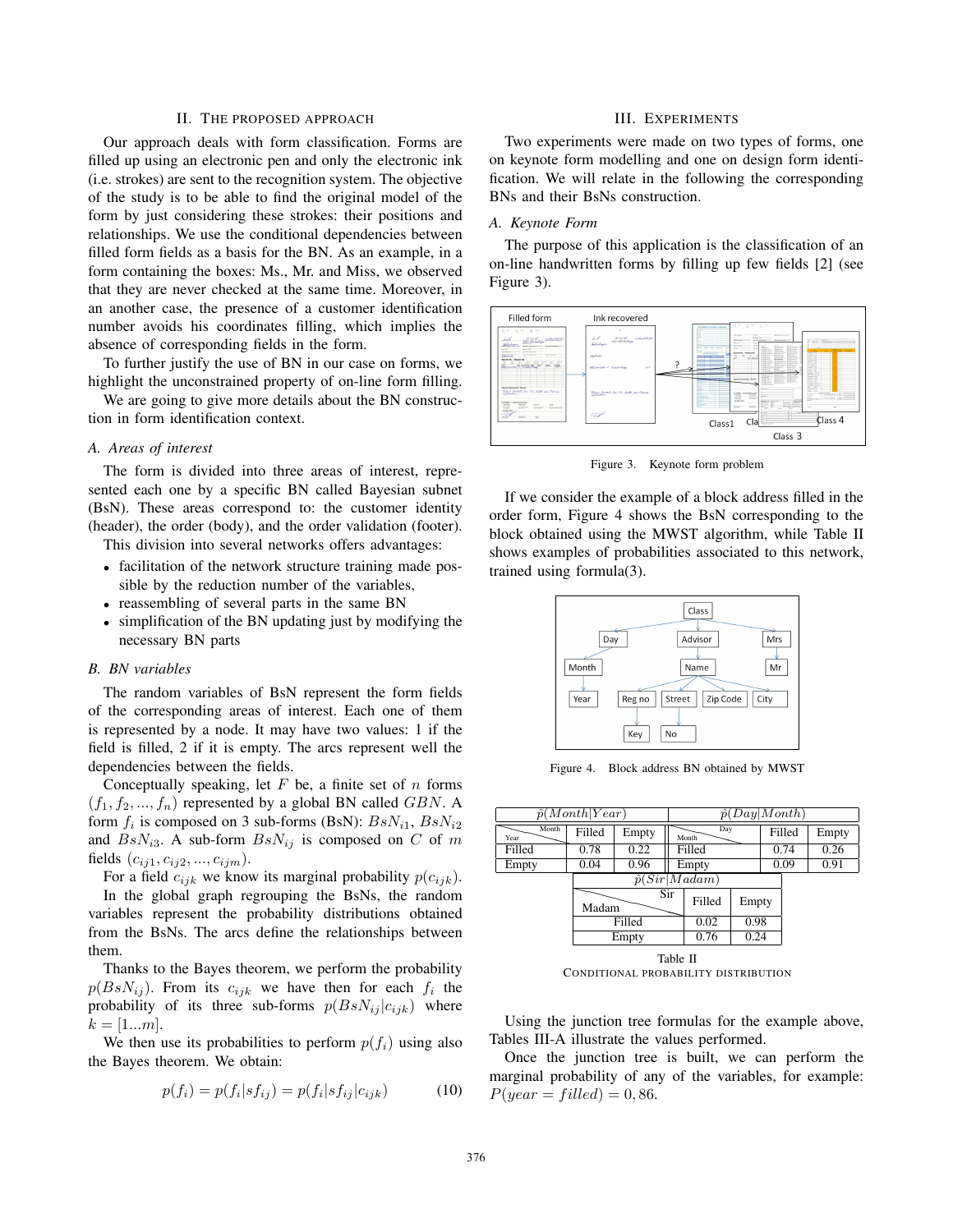## II. The proposed approach

Our approach deals with form classification. Forms are filled up using an electronic pen and only the electronic ink (i.e. strokes) are sent to the recognition system. The objective of the study is to be able to find the original model of the form by just considering these strokes: their positions and relationships. We use the conditional dependencies between filled form fields as a basis for the BN. As an example, in a form containing the boxes: Ms., Mr. and Miss, we observed that they are never checked at the same time. Moreover, in an another case, the presence of a customer identification number avoids his coordinates filling, which implies the absence of corresponding fields in the form.

To further justify the use of BN in our case on forms, we highlight the unconstrained property of on-line form filling.

We are going to give more details about the BN construction in form identification context.

### A. Areas of interest

The form is divided into three areas of interest, represented each one by a specific BN called Bayesian subnet (BsN). These areas correspond to: the customer identity (header), the order (body), and the order validation (footer).

This division into several networks offers advantages:

- facilitation of the network structure training made possible by the reduction number of the variables,
- reassembling of several parts in the same BN
- simplification of the BN updating just by modifying the necessary BN parts

### B. BN variables

The random variables of BsN represent the form fields of the corresponding areas of interest. Each one of them is represented by a node. It may have two values: 1 if the field is filled, 2 if it is empty. The arcs represent well the dependencies between the fields.

Conceptually speaking, let $F$ be, a finite set of $n$ forms $(f_1, f_2, ..., f_n)$ represented by a global BN called $GBN$. A form $f_i$ is composed on 3 sub-forms (BsN): $BsN_{i1}$, $BsN_{i2}$ and $BsN_{i3}$. A sub-form $BsN_{ij}$ is composed on $C$ of $m$ fields $(c_{ij1}, c_{ij2}, ..., c_{ijm})$.

For a field $c_{ijk}$ we know its marginal probability $p(c_{ijk})$.

In the global graph regrouping the BsNs, the random variables represent the probability distributions obtained from the BsNs. The arcs define the relationships between them.

Thanks to the Bayes theorem, we perform the probability $p(BsN_{ij})$. From its $c_{ijk}$ we have then for each $f_i$ the probability of its three sub-forms $p(BsN_{ij}|c_{ijk})$ where $k = [1...m]$.

We then use its probabilities to perform $p(f_i)$ using also the Bayes theorem. We obtain:

$$p(f_i) = p(f_i|sf_{ij}) = p(f_i|sf_{ij}|c_{ijk}) \tag{10}$$

## III. Experiments

Two experiments were made on two types of forms, one on keynote form modelling and one on design form identification. We will relate in the following the corresponding BNs and their BsNs construction.

### A. Keynote Form

The purpose of this application is the classification of an on-line handwritten forms by filling up few fields [2] (see Figure 3).

Figure 3. Keynote form problem

If we consider the example of a block address filled in the order form, Figure 4 shows the BsN corresponding to the block obtained using the MWST algorithm, while Table II shows examples of probabilities associated to this network, trained using formula(3).

Figure 4. Block address BN obtained by MWST

| $\hat{p}(Month\|Year)$ | | | $\hat{p}(Day\|Month)$ | | |
|---|---|---|---|---|---|
| Year \ Month | Filled | Empty | Month \ Day | Filled | Empty |
| Filled | 0.78 | 0.22 | Filled | 0.74 | 0.26 |
| Empty | 0.04 | 0.96 | Empty | 0.09 | 0.91 |

| $\hat{p}(Sir\|Madam)$ | | |
|---|---|---|
| Madam \ Sir | Filled | Empty |
| Filled | 0.02 | 0.98 |
| Empty | 0.76 | 0.24 |

Table II
CONDITIONAL PROBABILITY DISTRIBUTION

Using the junction tree formulas for the example above, Tables III-A illustrate the values performed.

Once the junction tree is built, we can perform the marginal probability of any of the variables, for example: $P(year = filled) = 0,86$.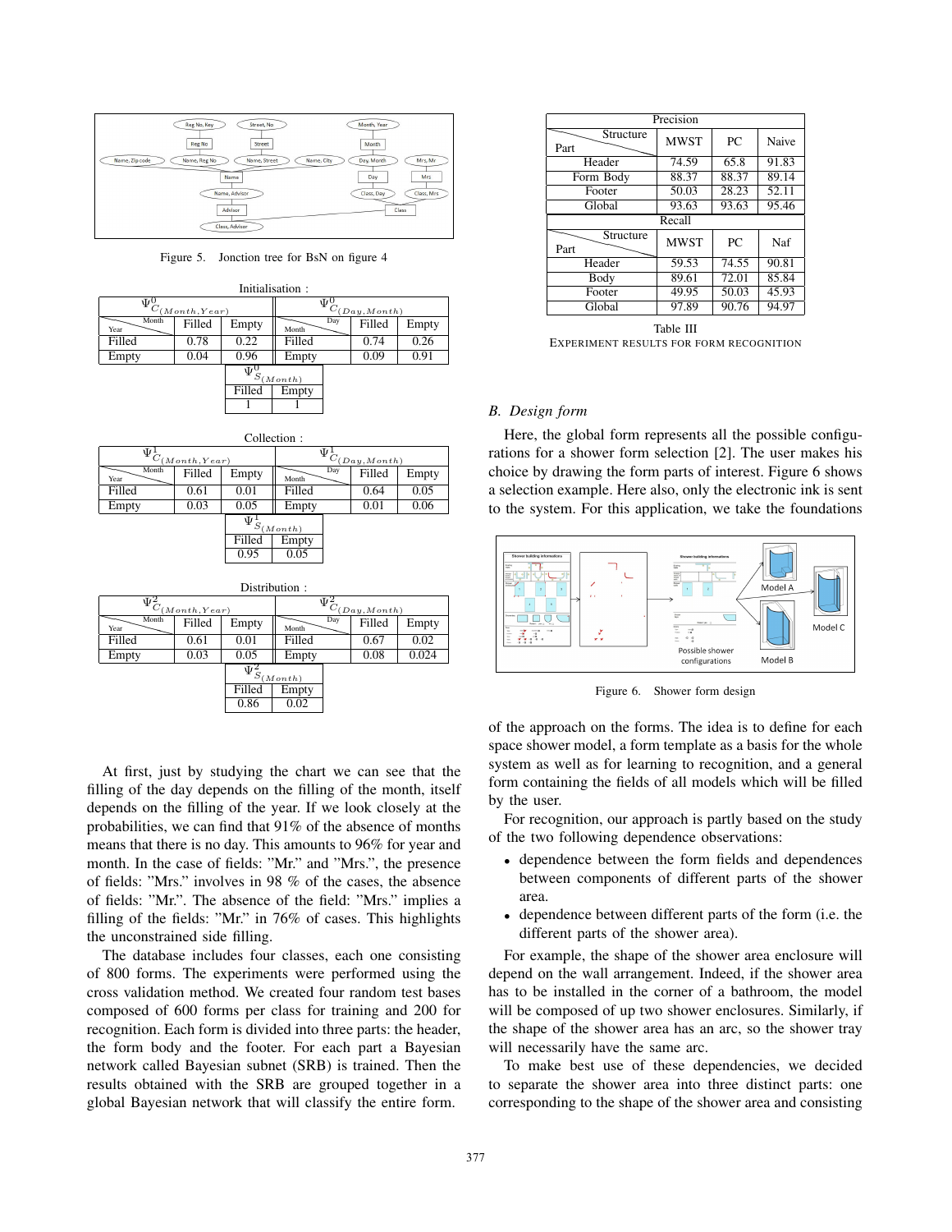Figure 5. Jonction tree for BsN on figure 4

Initialisation :

| $\Psi^0_{C(Month,Year)}$ Year \ Month | Filled | Empty | $\Psi^0_{C(Day,Month)}$ Month \ Day | Filled | Empty |
|---|---|---|---|---|---|
| Filled | 0.78 | 0.22 | Filled | 0.74 | 0.26 |
| Empty | 0.04 | 0.96 | Empty | 0.09 | 0.91 |

| $\Psi^0_{S(Month)}$ Filled | Empty |
|---|---|
| 1 | 1 |

Collection :

| $\Psi^1_{C(Month,Year)}$ Year \ Month | Filled | Empty | $\Psi^1_{C(Day,Month)}$ Month \ Day | Filled | Empty |
|---|---|---|---|---|---|
| Filled | 0.61 | 0.01 | Filled | 0.64 | 0.05 |
| Empty | 0.03 | 0.05 | Empty | 0.01 | 0.06 |

| $\Psi^1_{S(Month)}$ Filled | Empty |
|---|---|
| 0.95 | 0.05 |

Distribution :

| $\Psi^2_{C(Month,Year)}$ Year \ Month | Filled | Empty | $\Psi^2_{C(Day,Month)}$ Month \ Day | Filled | Empty |
|---|---|---|---|---|---|
| Filled | 0.61 | 0.01 | Filled | 0.67 | 0.02 |
| Empty | 0.03 | 0.05 | Empty | 0.08 | 0.024 |

| $\Psi^2_{S(Month)}$ Filled | Empty |
|---|---|
| 0.86 | 0.02 |

At first, just by studying the chart we can see that the filling of the day depends on the filling of the month, itself depends on the filling of the year. If we look closely at the probabilities, we can find that 91% of the absence of months means that there is no day. This amounts to 96% for year and month. In the case of fields: "Mr." and "Mrs.", the presence of fields: "Mrs." involves in 98 % of the cases, the absence of fields: "Mr.". The absence of the field: "Mrs." implies a filling of the fields: "Mr." in 76% of cases. This highlights the unconstrained side filling.

The database includes four classes, each one consisting of 800 forms. The experiments were performed using the cross validation method. We created four random test bases composed of 600 forms per class for training and 200 for recognition. Each form is divided into three parts: the header, the form body and the footer. For each part a Bayesian network called Bayesian subnet (SRB) is trained. Then the results obtained with the SRB are grouped together in a global Bayesian network that will classify the entire form.

| Precision | | | |
|---|---|---|---|
| Part \ Structure | MWST | PC | Naive |
| Header | 74.59 | 65.8 | 91.83 |
| Form Body | 88.37 | 88.37 | 89.14 |
| Footer | 50.03 | 28.23 | 52.11 |
| Global | 93.63 | 93.63 | 95.46 |
| **Recall** | | | |
| Part \ Structure | MWST | PC | Naf |
| Header | 59.53 | 74.55 | 90.81 |
| Body | 89.61 | 72.01 | 85.84 |
| Footer | 49.95 | 50.03 | 45.93 |
| Global | 97.89 | 90.76 | 94.97 |

Table III
EXPERIMENT RESULTS FOR FORM RECOGNITION

### B. Design form

Here, the global form represents all the possible configurations for a shower form selection [2]. The user makes his choice by drawing the form parts of interest. Figure 6 shows a selection example. Here also, only the electronic ink is sent to the system. For this application, we take the foundations

Figure 6. Shower form design

of the approach on the forms. The idea is to define for each space shower model, a form template as a basis for the whole system as well as for learning to recognition, and a general form containing the fields of all models which will be filled by the user.

For recognition, our approach is partly based on the study of the two following dependence observations:

- dependence between the form fields and dependences between components of different parts of the shower area.
- dependence between different parts of the form (i.e. the different parts of the shower area).

For example, the shape of the shower area enclosure will depend on the wall arrangement. Indeed, if the shower area has to be installed in the corner of a bathroom, the model will be composed of up two shower enclosures. Similarly, if the shape of the shower area has an arc, so the shower tray will necessarily have the same arc.

To make best use of these dependencies, we decided to separate the shower area into three distinct parts: one corresponding to the shape of the shower area and consisting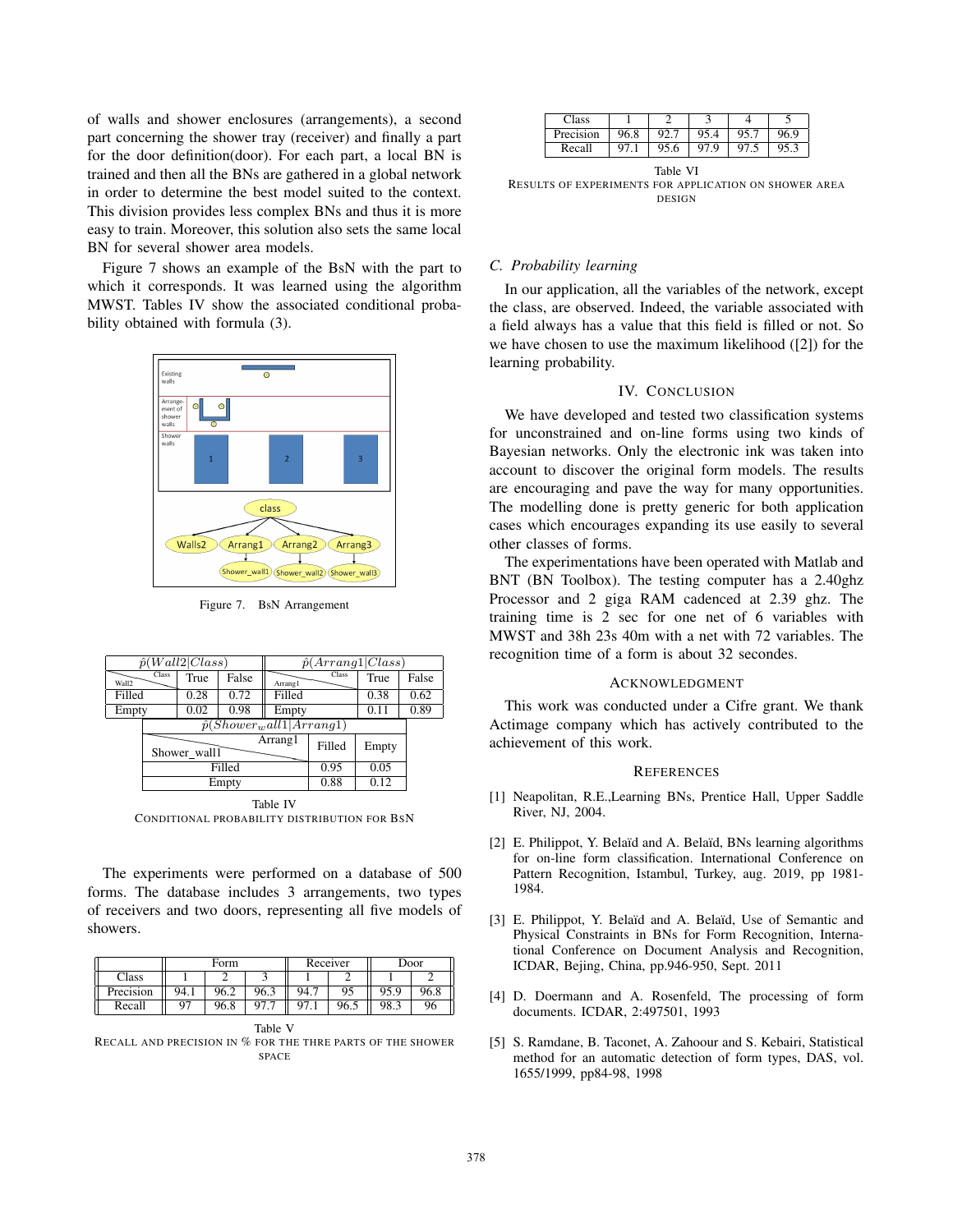of walls and shower enclosures (arrangements), a second part concerning the shower tray (receiver) and finally a part for the door definition(door). For each part, a local BN is trained and then all the BNs are gathered in a global network in order to determine the best model suited to the context. This division provides less complex BNs and thus it is more easy to train. Moreover, this solution also sets the same local BN for several shower area models.

Figure 7 shows an example of the BsN with the part to which it corresponds. It was learned using the algorithm MWST. Tables IV show the associated conditional probability obtained with formula (3).

Existing walls

Arrange-ment of shower walls

Shower walls

1

2

3

class

Walls2

Arrang1

Arrang2

Arrang3

Shower_wall1

Shower_wall2

Shower_wall3

Figure 7. BsN Arrangement

| $\hat{p}(Wall2\|Class)$ | | | $\hat{p}(Arrang1\|Class)$ | | |
|---|---|---|---|---|---|
| Wall2 \ Class | True | False | Arrang1 \ Class | True | False |
| Filled | 0.28 | 0.72 | Filled | 0.38 | 0.62 |
| Empty | 0.02 | 0.98 | Empty | 0.11 | 0.89 |

| $\hat{p}(Shower_wall1\|Arrang1)$ | | |
|---|---|---|
| Shower_wall1 \ Arrang1 | Filled | Empty |
| Filled | 0.95 | 0.05 |
| Empty | 0.88 | 0.12 |

Table IV
CONDITIONAL PROBABILITY DISTRIBUTION FOR BSN

The experiments were performed on a database of 500 forms. The database includes 3 arrangements, two types of receivers and two doors, representing all five models of showers.

| | Form | | | Receiver | | Door | |
|---|---|---|---|---|---|---|---|
| Class | 1 | 2 | 3 | 1 | 2 | 1 | 2 |
| Precision | 94.1 | 96.2 | 96.3 | 94.7 | 95 | 95.9 | 96.8 |
| Recall | 97 | 96.8 | 97.7 | 97.1 | 96.5 | 98.3 | 96 |

Table V
RECALL AND PRECISION IN % FOR THE THRE PARTS OF THE SHOWER SPACE

| Class | 1 | 2 | 3 | 4 | 5 |
|---|---|---|---|---|---|
| Precision | 96.8 | 92.7 | 95.4 | 95.7 | 96.9 |
| Recall | 97.1 | 95.6 | 97.9 | 97.5 | 95.3 |

Table VI
RESULTS OF EXPERIMENTS FOR APPLICATION ON SHOWER AREA DESIGN

### C. Probability learning

In our application, all the variables of the network, except the class, are observed. Indeed, the variable associated with a field always has a value that this field is filled or not. So we have chosen to use the maximum likelihood ([2]) for the learning probability.

## IV. CONCLUSION

We have developed and tested two classification systems for unconstrained and on-line forms using two kinds of Bayesian networks. Only the electronic ink was taken into account to discover the original form models. The results are encouraging and pave the way for many opportunities. The modelling done is pretty generic for both application cases which encourages expanding its use easily to several other classes of forms.

The experimentations have been operated with Matlab and BNT (BN Toolbox). The testing computer has a 2.40ghz Processor and 2 giga RAM cadenced at 2.39 ghz. The training time is 2 sec for one net of 6 variables with MWST and 38h 23s 40m with a net with 72 variables. The recognition time of a form is about 32 secondes.

## ACKNOWLEDGMENT

This work was conducted under a Cifre grant. We thank Actimage company which has actively contributed to the achievement of this work.

## REFERENCES

[1] Neapolitan, R.E.,Learning BNs, Prentice Hall, Upper Saddle River, NJ, 2004.

[2] E. Philippot, Y. Belaïd and A. Belaïd, BNs learning algorithms for on-line form classification. International Conference on Pattern Recognition, Istambul, Turkey, aug. 2019, pp 1981-1984.

[3] E. Philippot, Y. Belaïd and A. Belaïd, Use of Semantic and Physical Constraints in BNs for Form Recognition, International Conference on Document Analysis and Recognition, ICDAR, Bejing, China, pp.946-950, Sept. 2011

[4] D. Doermann and A. Rosenfeld, The processing of form documents. ICDAR, 2:497501, 1993

[5] S. Ramdane, B. Taconet, A. Zahoour and S. Kebairi, Statistical method for an automatic detection of form types, DAS, vol. 1655/1999, pp84-98, 1998